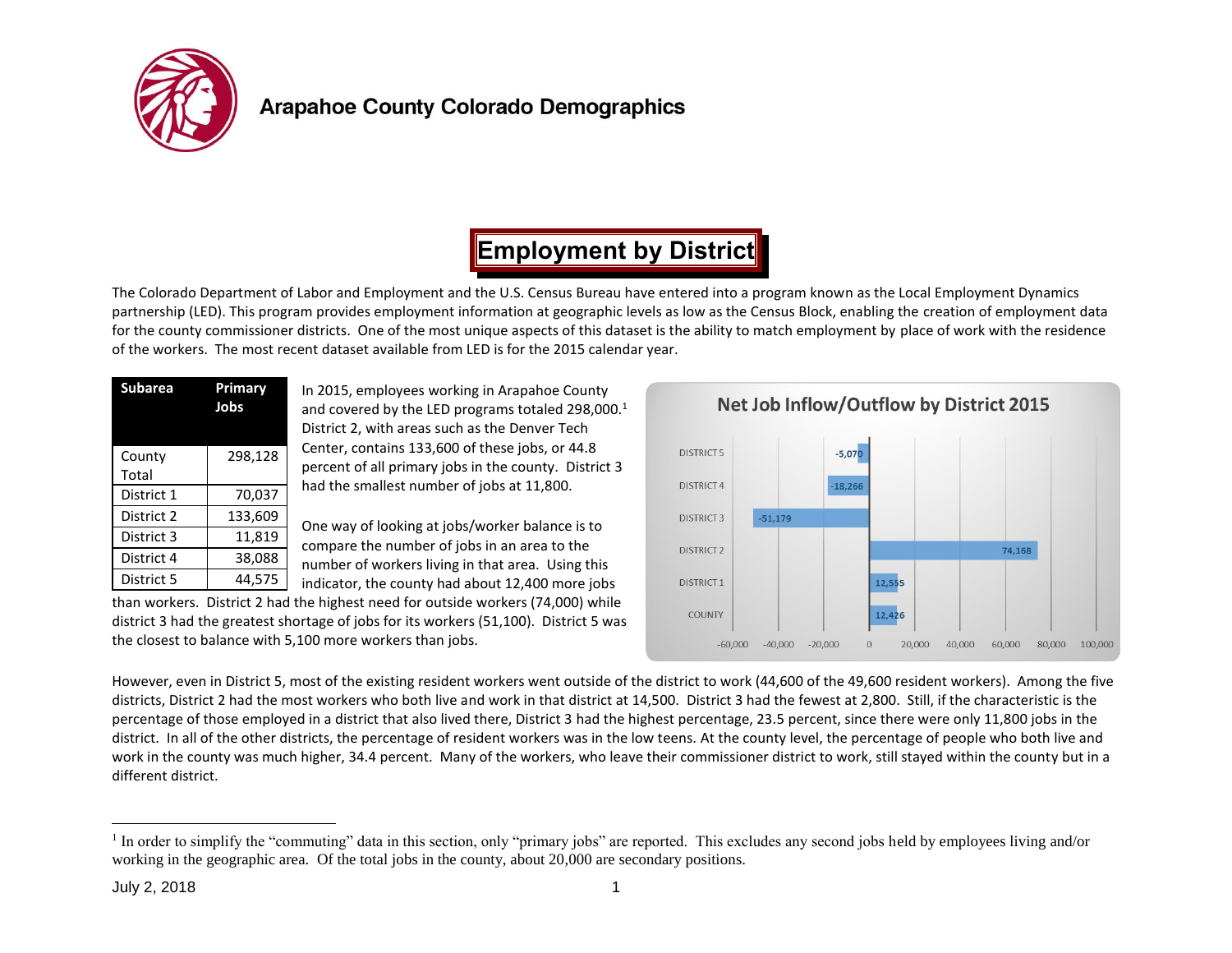# Arapahoe County Colorado Demographics

## Employment by District

The Colorado Department of Labor and Employment and the U.S. Census Bureau have entered into a program known as the Local Employment Dynamics partnership (LED). This program provides employment information at geographic levels as low as the Census Block, enabling the creation of employment data for the county commissioner districts. One of the most unique aspects of this dataset is the ability to match employment by place of work with the residence of the workers. The most recent dataset available from LED is for the 2015 calendar year.

| Subarea | Primary Jobs |
| --- | --- |
| County Total | 298,128 |
| District 1 | 70,037 |
| District 2 | 133,609 |
| District 3 | 11,819 |
| District 4 | 38,088 |
| District 5 | 44,575 |

In 2015, employees working in Arapahoe County and covered by the LED programs totaled 298,000.[1] District 2, with areas such as the Denver Tech Center, contains 133,600 of these jobs, or 44.8 percent of all primary jobs in the county. District 3 had the smallest number of jobs at 11,800.

One way of looking at jobs/worker balance is to compare the number of jobs in an area to the number of workers living in that area. Using this indicator, the county had about 12,400 more jobs than workers. District 2 had the highest need for outside workers (74,000) while district 3 had the greatest shortage of jobs for its workers (51,100). District 5 was the closest to balance with 5,100 more workers than jobs.

**Net Job Inflow/Outflow by District 2015**

| Area | Net Job Inflow/Outflow |
| --- | --- |
| DISTRICT 5 | -5,070 |
| DISTRICT 4 | -18,266 |
| DISTRICT 3 | -51,179 |
| DISTRICT 2 | 74,168 |
| DISTRICT 1 | 12,555 |
| COUNTY | 12,426 |

However, even in District 5, most of the existing resident workers went outside of the district to work (44,600 of the 49,600 resident workers). Among the five districts, District 2 had the most workers who both live and work in that district at 14,500. District 3 had the fewest at 2,800. Still, if the characteristic is the percentage of those employed in a district that also lived there, District 3 had the highest percentage, 23.5 percent, since there were only 11,800 jobs in the district. In all of the other districts, the percentage of resident workers was in the low teens. At the county level, the percentage of people who both live and work in the county was much higher, 34.4 percent. Many of the workers, who leave their commissioner district to work, still stayed within the county but in a different district.

[1] In order to simplify the "commuting" data in this section, only "primary jobs" are reported. This excludes any second jobs held by employees living and/or working in the geographic area. Of the total jobs in the county, about 20,000 are secondary positions.

July 2, 2018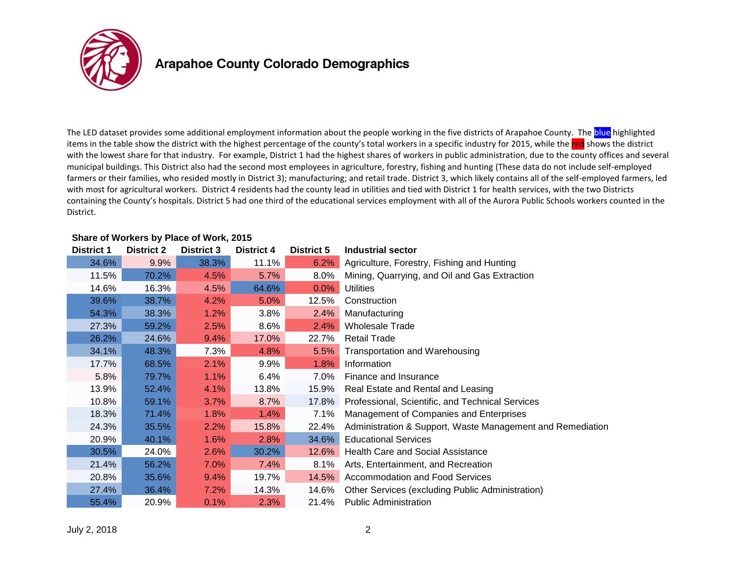# Arapahoe County Colorado Demographics

The LED dataset provides some additional employment information about the people working in the five districts of Arapahoe County. The blue highlighted items in the table show the district with the highest percentage of the county's total workers in a specific industry for 2015, while the red shows the district with the lowest share for that industry. For example, District 1 had the highest shares of workers in public administration, due to the county offices and several municipal buildings. This District also had the second most employees in agriculture, forestry, fishing and hunting (These data do not include self-employed farmers or their families, who resided mostly in District 3); manufacturing; and retail trade. District 3, which likely contains all of the self-employed farmers, led with most for agricultural workers. District 4 residents had the county lead in utilities and tied with District 1 for health services, with the two Districts containing the County's hospitals. District 5 had one third of the educational services employment with all of the Aurora Public Schools workers counted in the District.

**Share of Workers by Place of Work, 2015**

| District 1 | District 2 | District 3 | District 4 | District 5 | Industrial sector |
|---|---|---|---|---|---|
| 34.6% | 9.9% | 38.3% | 11.1% | 6.2% | Agriculture, Forestry, Fishing and Hunting |
| 11.5% | 70.2% | 4.5% | 5.7% | 8.0% | Mining, Quarrying, and Oil and Gas Extraction |
| 14.6% | 16.3% | 4.5% | 64.6% | 0.0% | Utilities |
| 39.6% | 38.7% | 4.2% | 5.0% | 12.5% | Construction |
| 54.3% | 38.3% | 1.2% | 3.8% | 2.4% | Manufacturing |
| 27.3% | 59.2% | 2.5% | 8.6% | 2.4% | Wholesale Trade |
| 26.2% | 24.6% | 9.4% | 17.0% | 22.7% | Retail Trade |
| 34.1% | 48.3% | 7.3% | 4.8% | 5.5% | Transportation and Warehousing |
| 17.7% | 68.5% | 2.1% | 9.9% | 1.8% | Information |
| 5.8% | 79.7% | 1.1% | 6.4% | 7.0% | Finance and Insurance |
| 13.9% | 52.4% | 4.1% | 13.8% | 15.9% | Real Estate and Rental and Leasing |
| 10.8% | 59.1% | 3.7% | 8.7% | 17.8% | Professional, Scientific, and Technical Services |
| 18.3% | 71.4% | 1.8% | 1.4% | 7.1% | Management of Companies and Enterprises |
| 24.3% | 35.5% | 2.2% | 15.8% | 22.4% | Administration & Support, Waste Management and Remediation |
| 20.9% | 40.1% | 1.6% | 2.8% | 34.6% | Educational Services |
| 30.5% | 24.0% | 2.6% | 30.2% | 12.6% | Health Care and Social Assistance |
| 21.4% | 56.2% | 7.0% | 7.4% | 8.1% | Arts, Entertainment, and Recreation |
| 20.8% | 35.6% | 9.4% | 19.7% | 14.5% | Accommodation and Food Services |
| 27.4% | 36.4% | 7.2% | 14.3% | 14.6% | Other Services (excluding Public Administration) |
| 55.4% | 20.9% | 0.1% | 2.3% | 21.4% | Public Administration |

July 2, 2018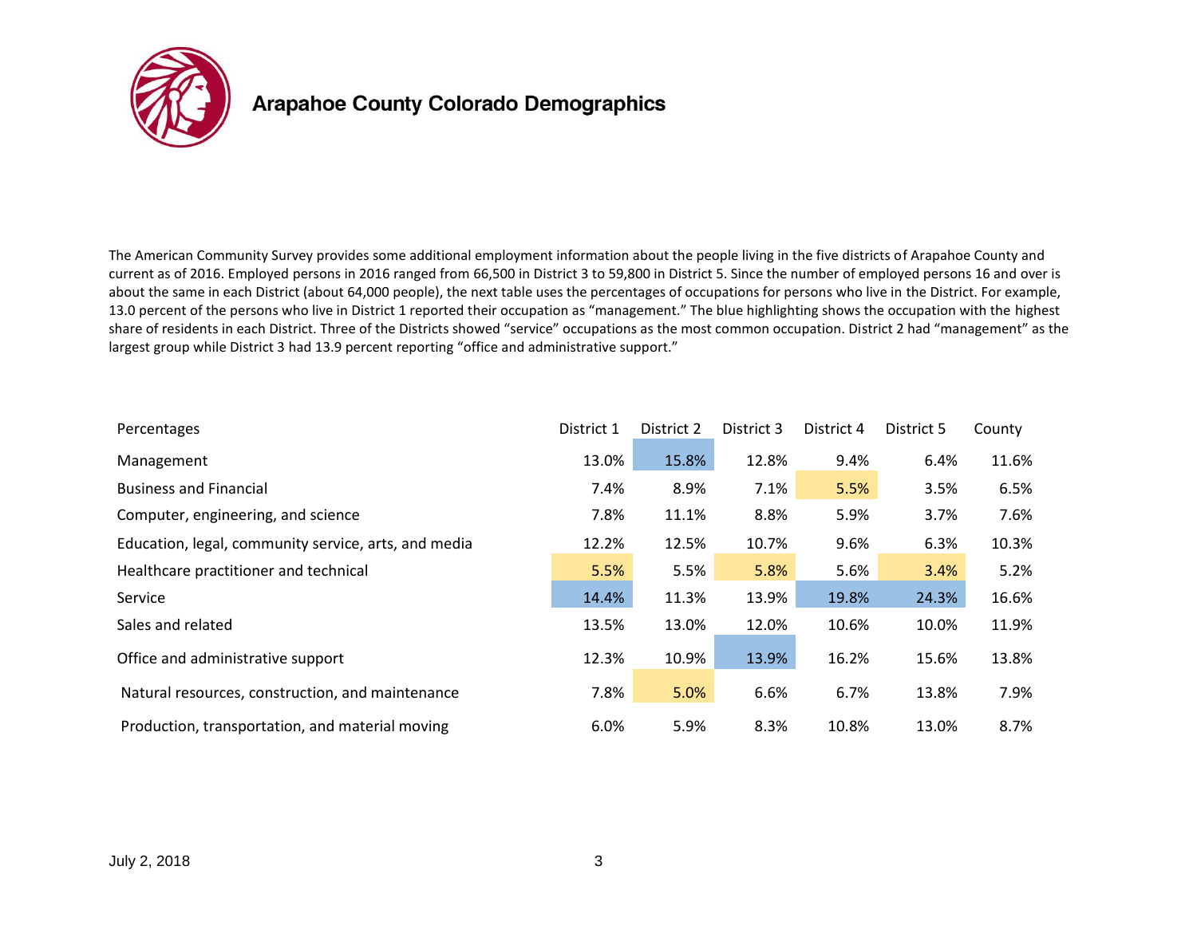# Arapahoe County Colorado Demographics

The American Community Survey provides some additional employment information about the people living in the five districts of Arapahoe County and current as of 2016. Employed persons in 2016 ranged from 66,500 in District 3 to 59,800 in District 5. Since the number of employed persons 16 and over is about the same in each District (about 64,000 people), the next table uses the percentages of occupations for persons who live in the District. For example, 13.0 percent of the persons who live in District 1 reported their occupation as "management." The blue highlighting shows the occupation with the highest share of residents in each District. Three of the Districts showed "service" occupations as the most common occupation. District 2 had "management" as the largest group while District 3 had 13.9 percent reporting "office and administrative support."

| Percentages | District 1 | District 2 | District 3 | District 4 | District 5 | County |
|---|---|---|---|---|---|---|
| Management | 13.0% | 15.8% | 12.8% | 9.4% | 6.4% | 11.6% |
| Business and Financial | 7.4% | 8.9% | 7.1% | 5.5% | 3.5% | 6.5% |
| Computer, engineering, and science | 7.8% | 11.1% | 8.8% | 5.9% | 3.7% | 7.6% |
| Education, legal, community service, arts, and media | 12.2% | 12.5% | 10.7% | 9.6% | 6.3% | 10.3% |
| Healthcare practitioner and technical | 5.5% | 5.5% | 5.8% | 5.6% | 3.4% | 5.2% |
| Service | 14.4% | 11.3% | 13.9% | 19.8% | 24.3% | 16.6% |
| Sales and related | 13.5% | 13.0% | 12.0% | 10.6% | 10.0% | 11.9% |
| Office and administrative support | 12.3% | 10.9% | 13.9% | 16.2% | 15.6% | 13.8% |
| Natural resources, construction, and maintenance | 7.8% | 5.0% | 6.6% | 6.7% | 13.8% | 7.9% |
| Production, transportation, and material moving | 6.0% | 5.9% | 8.3% | 10.8% | 13.0% | 8.7% |

July 2, 2018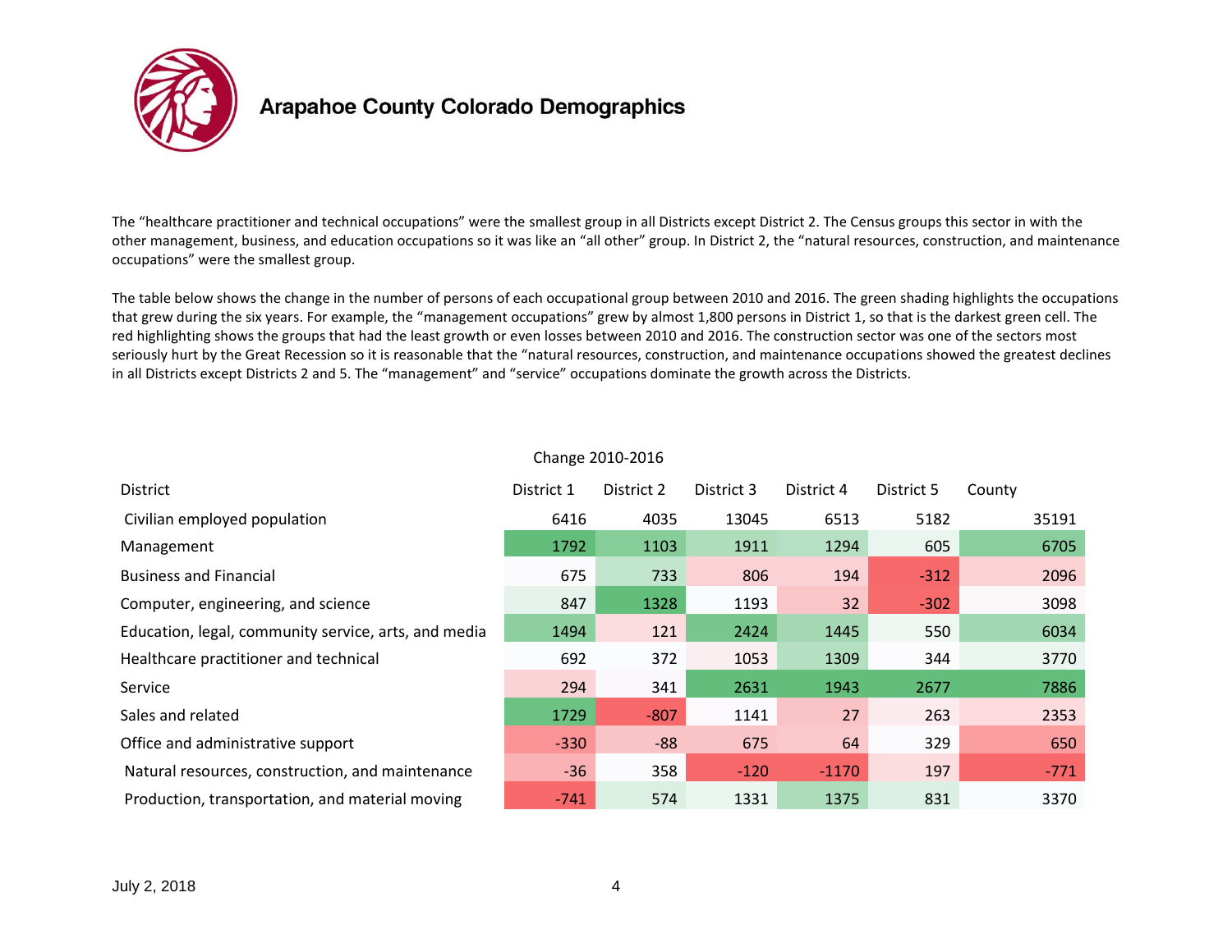# Arapahoe County Colorado Demographics

The “healthcare practitioner and technical occupations” were the smallest group in all Districts except District 2. The Census groups this sector in with the other management, business, and education occupations so it was like an “all other” group. In District 2, the “natural resources, construction, and maintenance occupations” were the smallest group.

The table below shows the change in the number of persons of each occupational group between 2010 and 2016. The green shading highlights the occupations that grew during the six years. For example, the “management occupations” grew by almost 1,800 persons in District 1, so that is the darkest green cell. The red highlighting shows the groups that had the least growth or even losses between 2010 and 2016. The construction sector was one of the sectors most seriously hurt by the Great Recession so it is reasonable that the “natural resources, construction, and maintenance occupations showed the greatest declines in all Districts except Districts 2 and 5. The “management” and “service” occupations dominate the growth across the Districts.

Change 2010-2016

| District | District 1 | District 2 | District 3 | District 4 | District 5 | County |
|---|---|---|---|---|---|---|
| Civilian employed population | 6416 | 4035 | 13045 | 6513 | 5182 | 35191 |
| Management | 1792 | 1103 | 1911 | 1294 | 605 | 6705 |
| Business and Financial | 675 | 733 | 806 | 194 | -312 | 2096 |
| Computer, engineering, and science | 847 | 1328 | 1193 | 32 | -302 | 3098 |
| Education, legal, community service, arts, and media | 1494 | 121 | 2424 | 1445 | 550 | 6034 |
| Healthcare practitioner and technical | 692 | 372 | 1053 | 1309 | 344 | 3770 |
| Service | 294 | 341 | 2631 | 1943 | 2677 | 7886 |
| Sales and related | 1729 | -807 | 1141 | 27 | 263 | 2353 |
| Office and administrative support | -330 | -88 | 675 | 64 | 329 | 650 |
| Natural resources, construction, and maintenance | -36 | 358 | -120 | -1170 | 197 | -771 |
| Production, transportation, and material moving | -741 | 574 | 1331 | 1375 | 831 | 3370 |

July 2, 2018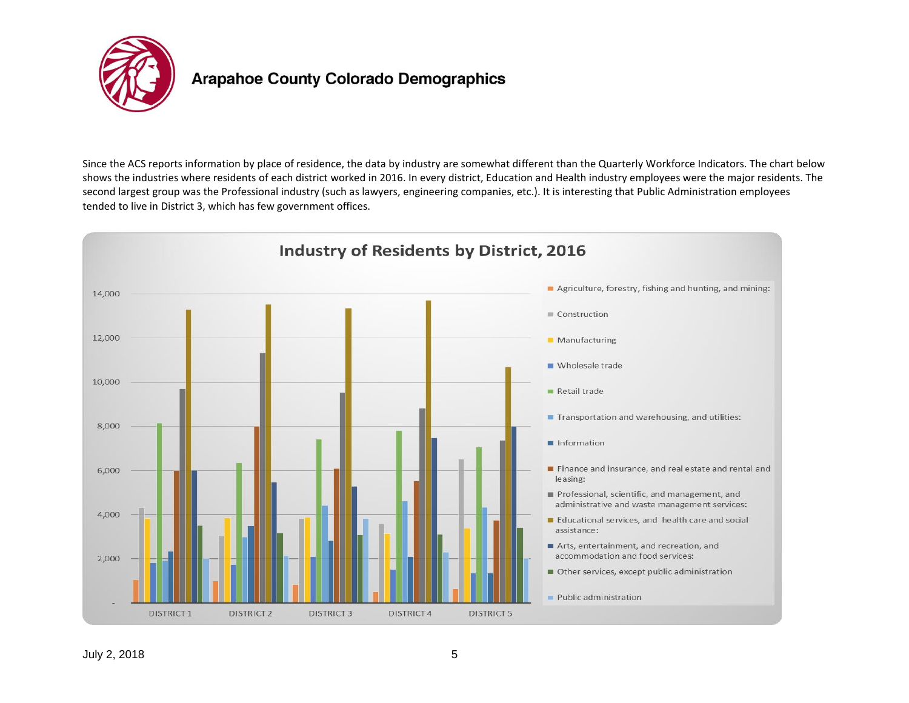## Arapahoe County Colorado Demographics

Since the ACS reports information by place of residence, the data by industry are somewhat different than the Quarterly Workforce Indicators. The chart below shows the industries where residents of each district worked in 2016. In every district, Education and Health industry employees were the major residents. The second largest group was the Professional industry (such as lawyers, engineering companies, etc.). It is interesting that Public Administration employees tended to live in District 3, which has few government offices.

**Industry of Residents by District, 2016**

14,000
12,000
10,000
8,000
6,000
4,000
2,000
-

DISTRICT 1
DISTRICT 2
DISTRICT 3
DISTRICT 4
DISTRICT 5

Agriculture, forestry, fishing and hunting, and mining:
Construction
Manufacturing
Wholesale trade
Retail trade
Transportation and warehousing, and utilities:
Information
Finance and insurance, and real estate and rental and leasing:
Professional, scientific, and management, and administrative and waste management services:
Educational services, and health care and social assistance:
Arts, entertainment, and recreation, and accommodation and food services:
Other services, except public administration
Public administration

July 2, 2018